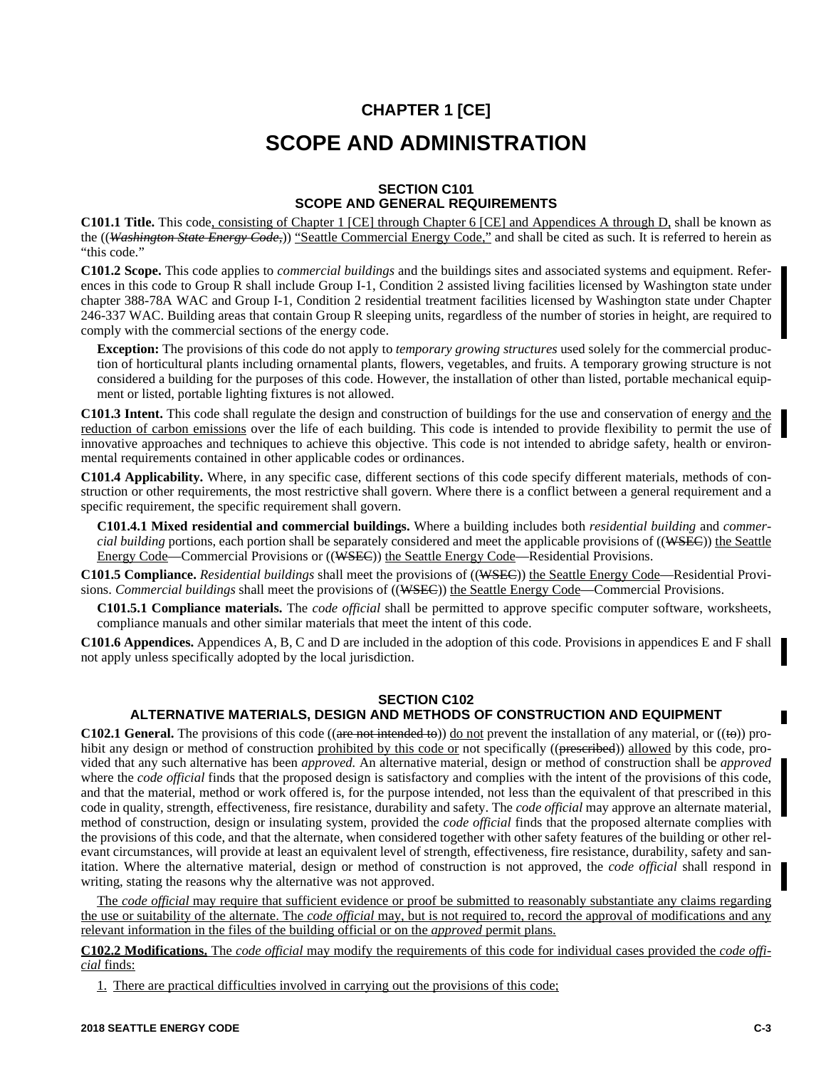# CHAPTER 1 [CE]

# SCOPE AND ADMINISTRATION

## SECTION C101
## SCOPE AND GENERAL REQUIREMENTS

**C101.1 Title.** This code, consisting of Chapter 1 [CE] through Chapter 6 [CE] and Appendices A through D, shall be known as the ((*Washington State Energy Code*,)) "Seattle Commercial Energy Code," and shall be cited as such. It is referred to herein as "this code."

**C101.2 Scope.** This code applies to *commercial buildings* and the buildings sites and associated systems and equipment. References in this code to Group R shall include Group I-1, Condition 2 assisted living facilities licensed by Washington state under chapter 388-78A WAC and Group I-1, Condition 2 residential treatment facilities licensed by Washington state under Chapter 246-337 WAC. Building areas that contain Group R sleeping units, regardless of the number of stories in height, are required to comply with the commercial sections of the energy code.

**Exception:** The provisions of this code do not apply to *temporary growing structures* used solely for the commercial production of horticultural plants including ornamental plants, flowers, vegetables, and fruits. A temporary growing structure is not considered a building for the purposes of this code. However, the installation of other than listed, portable mechanical equipment or listed, portable lighting fixtures is not allowed.

**C101.3 Intent.** This code shall regulate the design and construction of buildings for the use and conservation of energy and the reduction of carbon emissions over the life of each building. This code is intended to provide flexibility to permit the use of innovative approaches and techniques to achieve this objective. This code is not intended to abridge safety, health or environmental requirements contained in other applicable codes or ordinances.

**C101.4 Applicability.** Where, in any specific case, different sections of this code specify different materials, methods of construction or other requirements, the most restrictive shall govern. Where there is a conflict between a general requirement and a specific requirement, the specific requirement shall govern.

**C101.4.1 Mixed residential and commercial buildings.** Where a building includes both *residential building* and *commercial building* portions, each portion shall be separately considered and meet the applicable provisions of ((WSEC)) the Seattle Energy Code—Commercial Provisions or ((WSEC)) the Seattle Energy Code—Residential Provisions.

**C101.5 Compliance.** *Residential buildings* shall meet the provisions of ((WSEC)) the Seattle Energy Code—Residential Provisions. *Commercial buildings* shall meet the provisions of ((WSEC)) the Seattle Energy Code—Commercial Provisions.

**C101.5.1 Compliance materials.** The *code official* shall be permitted to approve specific computer software, worksheets, compliance manuals and other similar materials that meet the intent of this code.

**C101.6 Appendices.** Appendices A, B, C and D are included in the adoption of this code. Provisions in appendices E and F shall not apply unless specifically adopted by the local jurisdiction.

## SECTION C102
## ALTERNATIVE MATERIALS, DESIGN AND METHODS OF CONSTRUCTION AND EQUIPMENT

**C102.1 General.** The provisions of this code ((are not intended to)) do not prevent the installation of any material, or ((to)) prohibit any design or method of construction prohibited by this code or not specifically ((prescribed)) allowed by this code, provided that any such alternative has been *approved.* An alternative material, design or method of construction shall be *approved* where the *code official* finds that the proposed design is satisfactory and complies with the intent of the provisions of this code, and that the material, method or work offered is, for the purpose intended, not less than the equivalent of that prescribed in this code in quality, strength, effectiveness, fire resistance, durability and safety. The *code official* may approve an alternate material, method of construction, design or insulating system, provided the *code official* finds that the proposed alternate complies with the provisions of this code, and that the alternate, when considered together with other safety features of the building or other relevant circumstances, will provide at least an equivalent level of strength, effectiveness, fire resistance, durability, safety and sanitation. Where the alternative material, design or method of construction is not approved, the *code official* shall respond in writing, stating the reasons why the alternative was not approved.

The *code official* may require that sufficient evidence or proof be submitted to reasonably substantiate any claims regarding the use or suitability of the alternate. The *code official* may, but is not required to, record the approval of modifications and any relevant information in the files of the building official or on the *approved* permit plans.

**C102.2 Modifications.** The *code official* may modify the requirements of this code for individual cases provided the *code official* finds:

1. There are practical difficulties involved in carrying out the provisions of this code;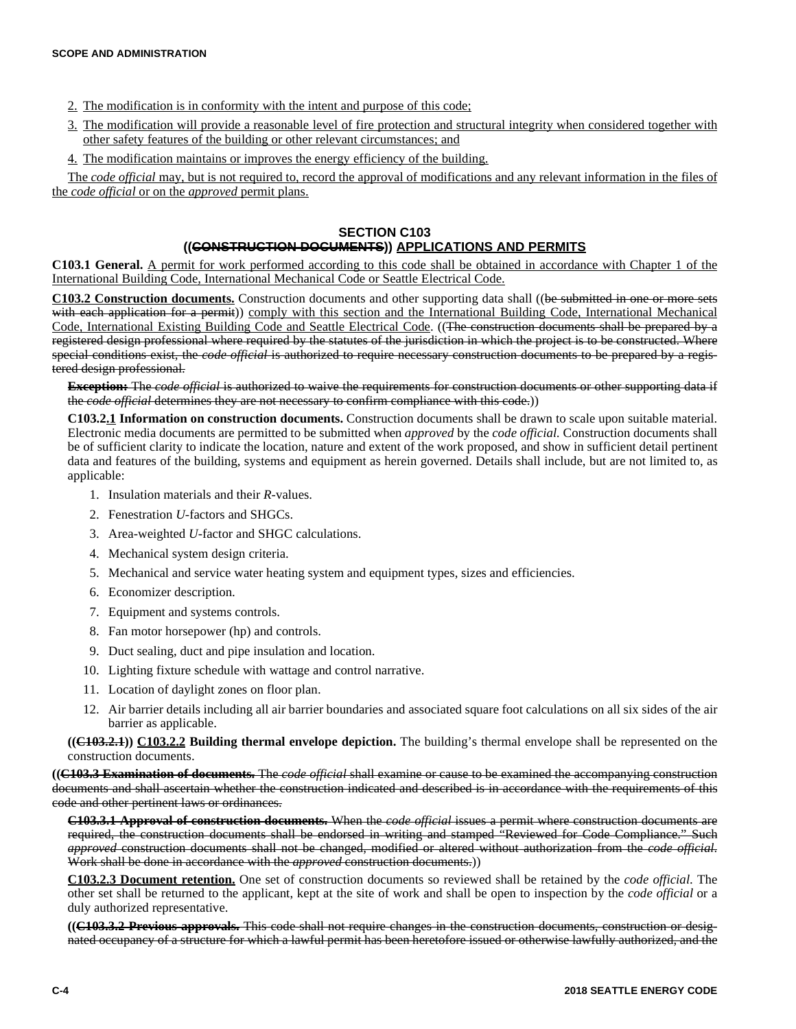2. The modification is in conformity with the intent and purpose of this code;
3. The modification will provide a reasonable level of fire protection and structural integrity when considered together with other safety features of the building or other relevant circumstances; and
4. The modification maintains or improves the energy efficiency of the building.

The *code official* may, but is not required to, record the approval of modifications and any relevant information in the files of the *code official* or on the *approved* permit plans.

## SECTION C103
## ((~~CONSTRUCTION DOCUMENTS~~)) APPLICATIONS AND PERMITS

**C103.1 General.** A permit for work performed according to this code shall be obtained in accordance with Chapter 1 of the International Building Code, International Mechanical Code or Seattle Electrical Code.

**C103.2 Construction documents.** Construction documents and other supporting data shall ((~~be submitted in one or more sets with each application for a permit~~)) comply with this section and the International Building Code, International Mechanical Code, International Existing Building Code and Seattle Electrical Code. ((~~The construction documents shall be prepared by a registered design professional where required by the statutes of the jurisdiction in which the project is to be constructed. Where special conditions exist, the *code official* is authorized to require necessary construction documents to be prepared by a registered design professional.~~

~~**Exception:** The *code official* is authorized to waive the requirements for construction documents or other supporting data if the *code official* determines they are not necessary to confirm compliance with this code.~~))

**C103.2.1 Information on construction documents.** Construction documents shall be drawn to scale upon suitable material. Electronic media documents are permitted to be submitted when *approved* by the *code official.* Construction documents shall be of sufficient clarity to indicate the location, nature and extent of the work proposed, and show in sufficient detail pertinent data and features of the building, systems and equipment as herein governed. Details shall include, but are not limited to, as applicable:

1. Insulation materials and their *R*-values.
2. Fenestration *U*-factors and SHGCs.
3. Area-weighted *U*-factor and SHGC calculations.
4. Mechanical system design criteria.
5. Mechanical and service water heating system and equipment types, sizes and efficiencies.
6. Economizer description.
7. Equipment and systems controls.
8. Fan motor horsepower (hp) and controls.
9. Duct sealing, duct and pipe insulation and location.
10. Lighting fixture schedule with wattage and control narrative.
11. Location of daylight zones on floor plan.
12. Air barrier details including all air barrier boundaries and associated square foot calculations on all six sides of the air barrier as applicable.

**((~~C103.2.1~~)) C103.2.2 Building thermal envelope depiction.** The building's thermal envelope shall be represented on the construction documents.

((~~**C103.3 Examination of documents.** The *code official* shall examine or cause to be examined the accompanying construction documents and shall ascertain whether the construction indicated and described is in accordance with the requirements of this code and other pertinent laws or ordinances.~~

~~**C103.3.1 Approval of construction documents.** When the *code official* issues a permit where construction documents are required, the construction documents shall be endorsed in writing and stamped "Reviewed for Code Compliance." Such *approved* construction documents shall not be changed, modified or altered without authorization from the *code official.* Work shall be done in accordance with the *approved* construction documents.~~))

**C103.2.3 Document retention.** One set of construction documents so reviewed shall be retained by the *code official.* The other set shall be returned to the applicant, kept at the site of work and shall be open to inspection by the *code official* or a duly authorized representative.

((~~**C103.3.2 Previous approvals.** This code shall not require changes in the construction documents, construction or designated occupancy of a structure for which a lawful permit has been heretofore issued or otherwise lawfully authorized, and the~~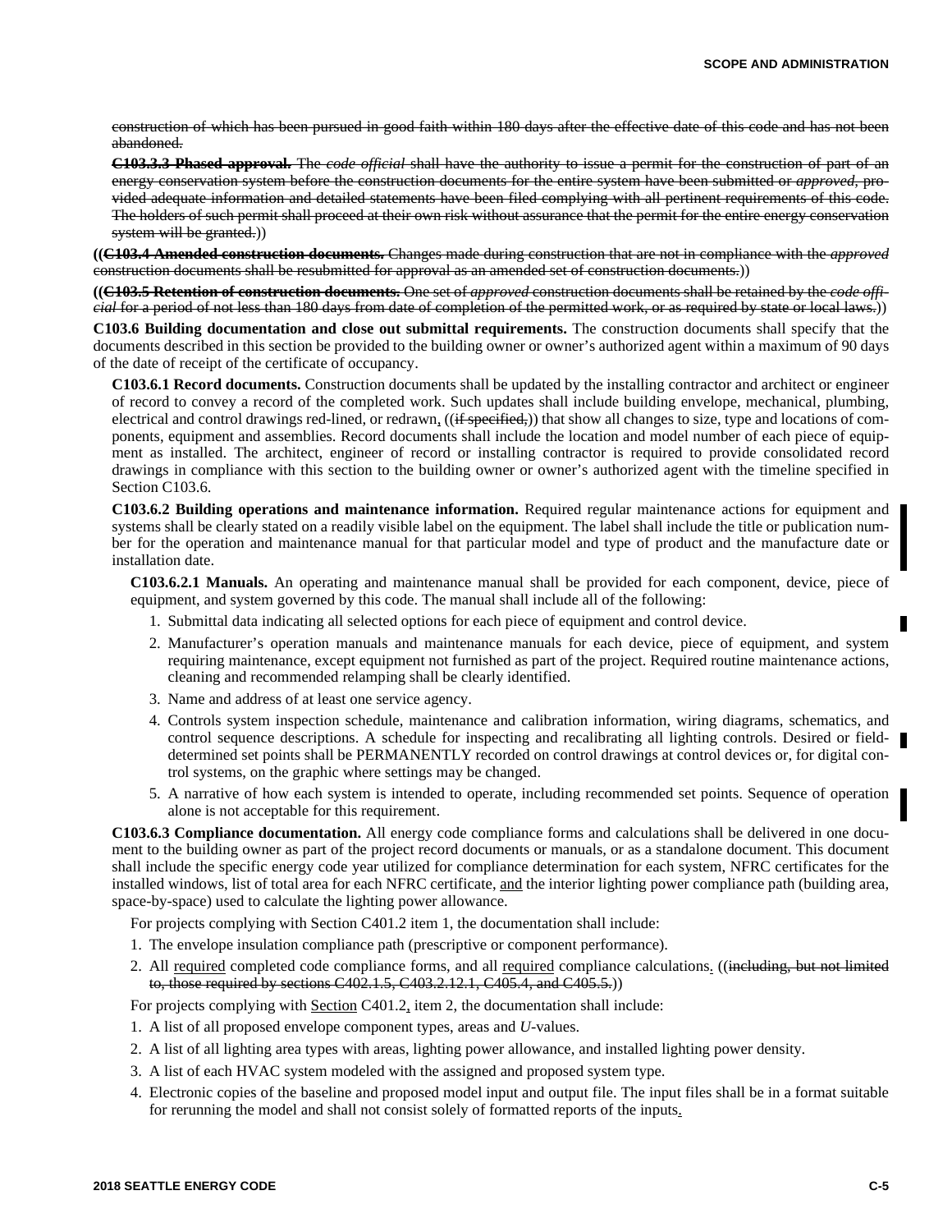~~construction of which has been pursued in good faith within 180 days after the effective date of this code and has not been abandoned.~~

~~**C103.3.3 Phased approval.** The *code official* shall have the authority to issue a permit for the construction of part of an energy conservation system before the construction documents for the entire system have been submitted or *approved*, provided adequate information and detailed statements have been filed complying with all pertinent requirements of this code. The holders of such permit shall proceed at their own risk without assurance that the permit for the entire energy conservation system will be granted.~~))

((~~**C103.4 Amended construction documents.** Changes made during construction that are not in compliance with the *approved* construction documents shall be resubmitted for approval as an amended set of construction documents.~~))

((~~**C103.5 Retention of construction documents.** One set of *approved* construction documents shall be retained by the *code official* for a period of not less than 180 days from date of completion of the permitted work, or as required by state or local laws.~~))

**C103.6 Building documentation and close out submittal requirements.** The construction documents shall specify that the documents described in this section be provided to the building owner or owner's authorized agent within a maximum of 90 days of the date of receipt of the certificate of occupancy.

**C103.6.1 Record documents.** Construction documents shall be updated by the installing contractor and architect or engineer of record to convey a record of the completed work. Such updates shall include building envelope, mechanical, plumbing, electrical and control drawings red-lined, or redrawn<u>,</u> ((~~if specified,~~)) that show all changes to size, type and locations of components, equipment and assemblies. Record documents shall include the location and model number of each piece of equipment as installed. The architect, engineer of record or installing contractor is required to provide consolidated record drawings in compliance with this section to the building owner or owner's authorized agent with the timeline specified in Section C103.6.

**C103.6.2 Building operations and maintenance information.** Required regular maintenance actions for equipment and systems shall be clearly stated on a readily visible label on the equipment. The label shall include the title or publication number for the operation and maintenance manual for that particular model and type of product and the manufacture date or installation date.

**C103.6.2.1 Manuals.** An operating and maintenance manual shall be provided for each component, device, piece of equipment, and system governed by this code. The manual shall include all of the following:

1. Submittal data indicating all selected options for each piece of equipment and control device.
2. Manufacturer's operation manuals and maintenance manuals for each device, piece of equipment, and system requiring maintenance, except equipment not furnished as part of the project. Required routine maintenance actions, cleaning and recommended relamping shall be clearly identified.
3. Name and address of at least one service agency.
4. Controls system inspection schedule, maintenance and calibration information, wiring diagrams, schematics, and control sequence descriptions. A schedule for inspecting and recalibrating all lighting controls. Desired or field-determined set points shall be PERMANENTLY recorded on control drawings at control devices or, for digital control systems, on the graphic where settings may be changed.
5. A narrative of how each system is intended to operate, including recommended set points. Sequence of operation alone is not acceptable for this requirement.

**C103.6.3 Compliance documentation.** All energy code compliance forms and calculations shall be delivered in one document to the building owner as part of the project record documents or manuals, or as a standalone document. This document shall include the specific energy code year utilized for compliance determination for each system, NFRC certificates for the installed windows, list of total area for each NFRC certificate, <u>and</u> the interior lighting power compliance path (building area, space-by-space) used to calculate the lighting power allowance.

For projects complying with Section C401.2 item 1, the documentation shall include:

1. The envelope insulation compliance path (prescriptive or component performance).
2. All <u>required</u> completed code compliance forms, and all <u>required</u> compliance calculations<u>.</u> ((~~including, but not limited to, those required by sections C402.1.5, C403.2.12.1, C405.4, and C405.5.~~))

For projects complying with <u>Section</u> C401.2<u>,</u> item 2, the documentation shall include:

1. A list of all proposed envelope component types, areas and *U*-values.
2. A list of all lighting area types with areas, lighting power allowance, and installed lighting power density.
3. A list of each HVAC system modeled with the assigned and proposed system type.
4. Electronic copies of the baseline and proposed model input and output file. The input files shall be in a format suitable for rerunning the model and shall not consist solely of formatted reports of the inputs<u>.</u>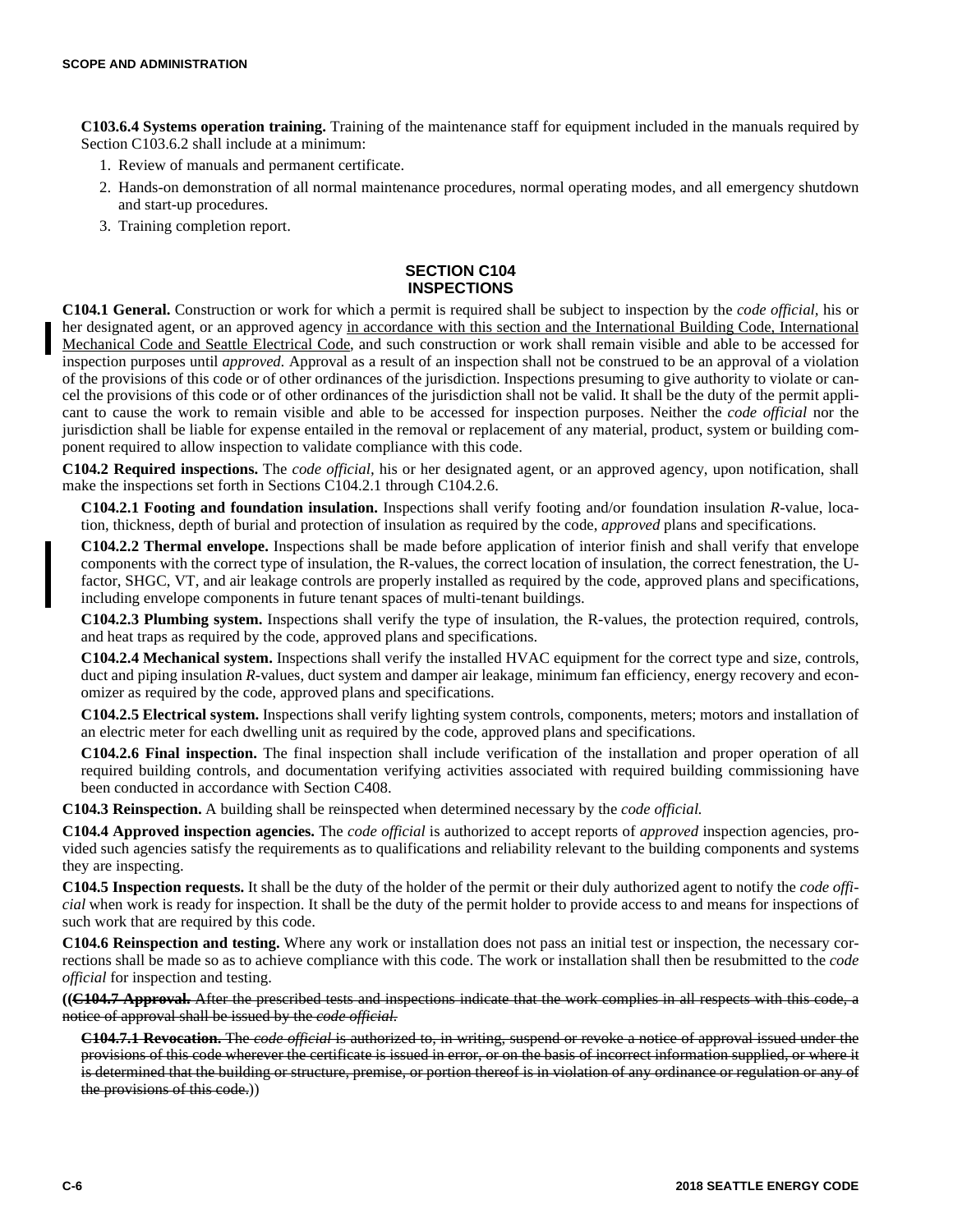**C103.6.4 Systems operation training.** Training of the maintenance staff for equipment included in the manuals required by Section C103.6.2 shall include at a minimum:

1. Review of manuals and permanent certificate.
2. Hands-on demonstration of all normal maintenance procedures, normal operating modes, and all emergency shutdown and start-up procedures.
3. Training completion report.

## SECTION C104
## INSPECTIONS

**C104.1 General.** Construction or work for which a permit is required shall be subject to inspection by the *code official*, his or her designated agent, or an approved agency in accordance with this section and the International Building Code, International Mechanical Code and Seattle Electrical Code, and such construction or work shall remain visible and able to be accessed for inspection purposes until *approved*. Approval as a result of an inspection shall not be construed to be an approval of a violation of the provisions of this code or of other ordinances of the jurisdiction. Inspections presuming to give authority to violate or cancel the provisions of this code or of other ordinances of the jurisdiction shall not be valid. It shall be the duty of the permit applicant to cause the work to remain visible and able to be accessed for inspection purposes. Neither the *code official* nor the jurisdiction shall be liable for expense entailed in the removal or replacement of any material, product, system or building component required to allow inspection to validate compliance with this code.

**C104.2 Required inspections.** The *code official*, his or her designated agent, or an approved agency, upon notification, shall make the inspections set forth in Sections C104.2.1 through C104.2.6.

**C104.2.1 Footing and foundation insulation.** Inspections shall verify footing and/or foundation insulation *R*-value, location, thickness, depth of burial and protection of insulation as required by the code, *approved* plans and specifications.

**C104.2.2 Thermal envelope.** Inspections shall be made before application of interior finish and shall verify that envelope components with the correct type of insulation, the R-values, the correct location of insulation, the correct fenestration, the U-factor, SHGC, VT, and air leakage controls are properly installed as required by the code, approved plans and specifications, including envelope components in future tenant spaces of multi-tenant buildings.

**C104.2.3 Plumbing system.** Inspections shall verify the type of insulation, the R-values, the protection required, controls, and heat traps as required by the code, approved plans and specifications.

**C104.2.4 Mechanical system.** Inspections shall verify the installed HVAC equipment for the correct type and size, controls, duct and piping insulation *R*-values, duct system and damper air leakage, minimum fan efficiency, energy recovery and economizer as required by the code, approved plans and specifications.

**C104.2.5 Electrical system.** Inspections shall verify lighting system controls, components, meters; motors and installation of an electric meter for each dwelling unit as required by the code, approved plans and specifications.

**C104.2.6 Final inspection.** The final inspection shall include verification of the installation and proper operation of all required building controls, and documentation verifying activities associated with required building commissioning have been conducted in accordance with Section C408.

**C104.3 Reinspection.** A building shall be reinspected when determined necessary by the *code official.*

**C104.4 Approved inspection agencies.** The *code official* is authorized to accept reports of *approved* inspection agencies, provided such agencies satisfy the requirements as to qualifications and reliability relevant to the building components and systems they are inspecting.

**C104.5 Inspection requests.** It shall be the duty of the holder of the permit or their duly authorized agent to notify the *code official* when work is ready for inspection. It shall be the duty of the permit holder to provide access to and means for inspections of such work that are required by this code.

**C104.6 Reinspection and testing.** Where any work or installation does not pass an initial test or inspection, the necessary corrections shall be made so as to achieve compliance with this code. The work or installation shall then be resubmitted to the *code official* for inspection and testing.

((~~**C104.7 Approval.** After the prescribed tests and inspections indicate that the work complies in all respects with this code, a notice of approval shall be issued by the *code official*.~~

~~**C104.7.1 Revocation.** The *code official* is authorized to, in writing, suspend or revoke a notice of approval issued under the provisions of this code wherever the certificate is issued in error, or on the basis of incorrect information supplied, or where it is determined that the building or structure, premise, or portion thereof is in violation of any ordinance or regulation or any of the provisions of this code.~~))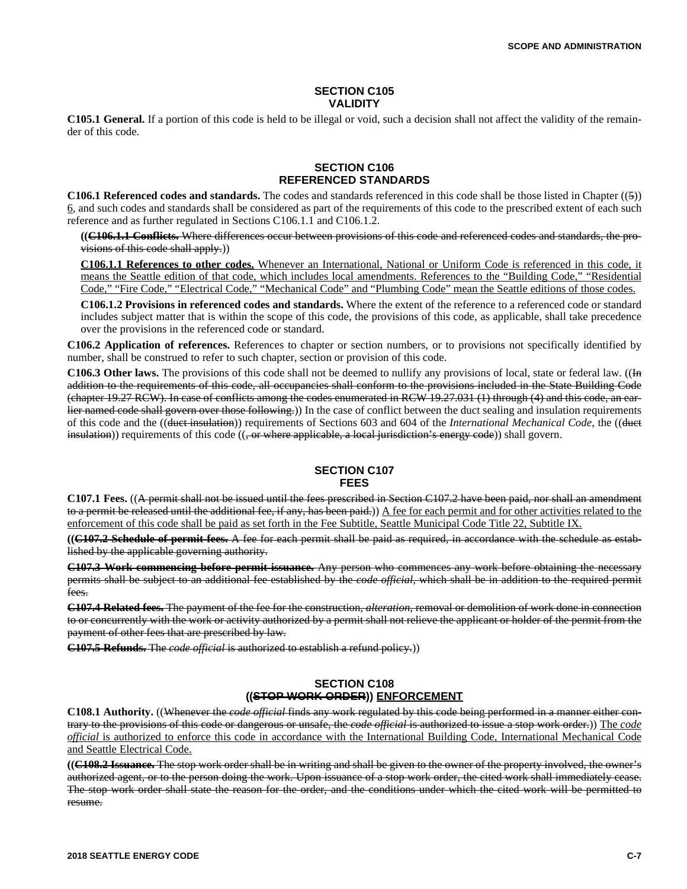## SECTION C105
## VALIDITY

**C105.1 General.** If a portion of this code is held to be illegal or void, such a decision shall not affect the validity of the remainder of this code.

## SECTION C106
## REFERENCED STANDARDS

**C106.1 Referenced codes and standards.** The codes and standards referenced in this code shall be those listed in Chapter ((~~5~~)) <u>6</u>, and such codes and standards shall be considered as part of the requirements of this code to the prescribed extent of each such reference and as further regulated in Sections C106.1.1 and C106.1.2.

**((~~C106.1.1 Conflicts.~~** ~~Where differences occur between provisions of this code and referenced codes and standards, the provisions of this code shall apply.~~))

<u>**C106.1.1 References to other codes.** Whenever an International, National or Uniform Code is referenced in this code, it means the Seattle edition of that code, which includes local amendments. References to the "Building Code," "Residential Code," "Fire Code," "Electrical Code," "Mechanical Code" and "Plumbing Code" mean the Seattle editions of those codes.</u>

**C106.1.2 Provisions in referenced codes and standards.** Where the extent of the reference to a referenced code or standard includes subject matter that is within the scope of this code, the provisions of this code, as applicable, shall take precedence over the provisions in the referenced code or standard.

**C106.2 Application of references.** References to chapter or section numbers, or to provisions not specifically identified by number, shall be construed to refer to such chapter, section or provision of this code.

**C106.3 Other laws.** The provisions of this code shall not be deemed to nullify any provisions of local, state or federal law. ((~~In addition to the requirements of this code, all occupancies shall conform to the provisions included in the State Building Code (chapter 19.27 RCW). In case of conflicts among the codes enumerated in RCW 19.27.031 (1) through (4) and this code, an earlier named code shall govern over those following.~~)) In the case of conflict between the duct sealing and insulation requirements of this code and the ((~~duct insulation~~)) requirements of Sections 603 and 604 of the *International Mechanical Code,* the ((~~duct insulation~~)) requirements of this code ((~~, or where applicable, a local jurisdiction's energy code~~)) shall govern.

## SECTION C107
## FEES

**C107.1 Fees.** ((~~A permit shall not be issued until the fees prescribed in Section C107.2 have been paid, nor shall an amendment to a permit be released until the additional fee, if any, has been paid.~~)) <u>A fee for each permit and for other activities related to the enforcement of this code shall be paid as set forth in the Fee Subtitle, Seattle Municipal Code Title 22, Subtitle IX.</u>

**((~~C107.2 Schedule of permit fees.~~** ~~A fee for each permit shall be paid as required, in accordance with the schedule as established by the applicable governing authority.~~

~~**C107.3 Work commencing before permit issuance.** Any person who commences any work before obtaining the necessary permits shall be subject to an additional fee established by the *code official*, which shall be in addition to the required permit fees.~~

~~**C107.4 Related fees.** The payment of the fee for the construction, *alteration*, removal or demolition of work done in connection to or concurrently with the work or activity authorized by a permit shall not relieve the applicant or holder of the permit from the payment of other fees that are prescribed by law.~~

~~**C107.5 Refunds.** The *code official* is authorized to establish a refund policy.~~))

## SECTION C108
## ((~~STOP WORK ORDER~~)) <u>ENFORCEMENT</u>

**C108.1 Authority.** ((~~Whenever the *code official* finds any work regulated by this code being performed in a manner either contrary to the provisions of this code or dangerous or unsafe, the *code official* is authorized to issue a stop work order.~~)) <u>The *code official* is authorized to enforce this code in accordance with the International Building Code, International Mechanical Code and Seattle Electrical Code.</u>

**((~~C108.2 Issuance.~~** ~~The stop work order shall be in writing and shall be given to the owner of the property involved, the owner's authorized agent, or to the person doing the work. Upon issuance of a stop work order, the cited work shall immediately cease. The stop work order shall state the reason for the order, and the conditions under which the cited work will be permitted to resume.~~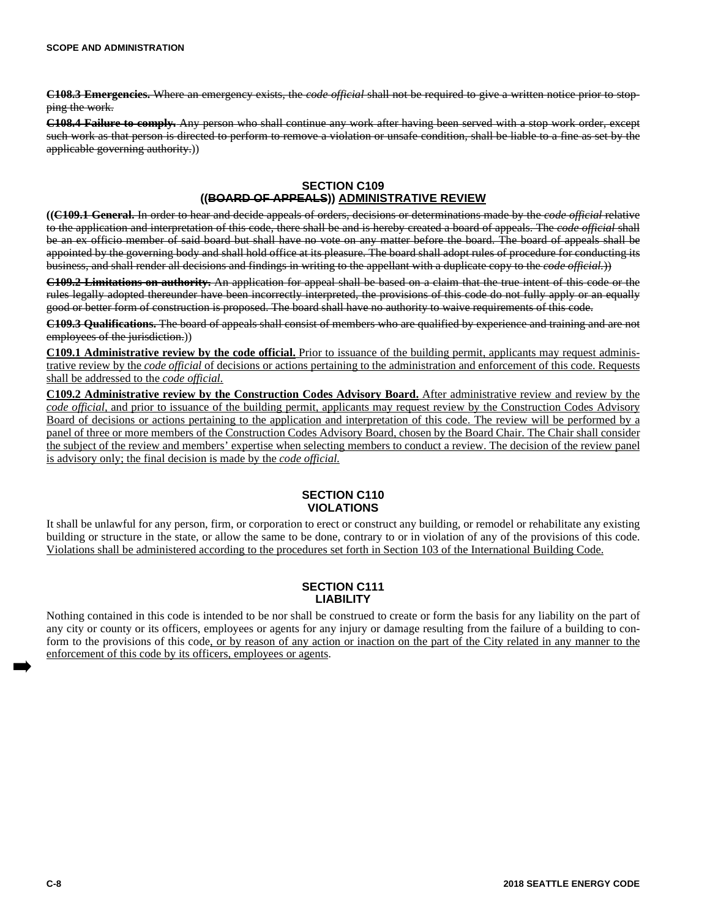~~**C108.3 Emergencies.** Where an emergency exists, the *code official* shall not be required to give a written notice prior to stopping the work.~~

~~**C108.4 Failure to comply.** Any person who shall continue any work after having been served with a stop work order, except such work as that person is directed to perform to remove a violation or unsafe condition, shall be liable to a fine as set by the applicable governing authority.~~))

## SECTION C109 ((~~BOARD OF APPEALS~~)) <u>ADMINISTRATIVE REVIEW</u>

((~~**C109.1 General.** In order to hear and decide appeals of orders, decisions or determinations made by the *code official* relative to the application and interpretation of this code, there shall be and is hereby created a board of appeals. The *code official* shall be an ex officio member of said board but shall have no vote on any matter before the board. The board of appeals shall be appointed by the governing body and shall hold office at its pleasure. The board shall adopt rules of procedure for conducting its business, and shall render all decisions and findings in writing to the appellant with a duplicate copy to the *code official*.~~))

~~**C109.2 Limitations on authority.** An application for appeal shall be based on a claim that the true intent of this code or the rules legally adopted thereunder have been incorrectly interpreted, the provisions of this code do not fully apply or an equally good or better form of construction is proposed. The board shall have no authority to waive requirements of this code.~~

~~**C109.3 Qualifications.** The board of appeals shall consist of members who are qualified by experience and training and are not employees of the jurisdiction.~~))

<u>**C109.1 Administrative review by the code official.** Prior to issuance of the building permit, applicants may request administrative review by the *code official* of decisions or actions pertaining to the administration and enforcement of this code. Requests shall be addressed to the *code official*.</u>

<u>**C109.2 Administrative review by the Construction Codes Advisory Board.** After administrative review and review by the *code official*, and prior to issuance of the building permit, applicants may request review by the Construction Codes Advisory Board of decisions or actions pertaining to the application and interpretation of this code. The review will be performed by a panel of three or more members of the Construction Codes Advisory Board, chosen by the Board Chair. The Chair shall consider the subject of the review and members' expertise when selecting members to conduct a review. The decision of the review panel is advisory only; the final decision is made by the *code official.*</u>

## SECTION C110 VIOLATIONS

It shall be unlawful for any person, firm, or corporation to erect or construct any building, or remodel or rehabilitate any existing building or structure in the state, or allow the same to be done, contrary to or in violation of any of the provisions of this code. <u>Violations shall be administered according to the procedures set forth in Section 103 of the International Building Code.</u>

## SECTION C111 LIABILITY

Nothing contained in this code is intended to be nor shall be construed to create or form the basis for any liability on the part of any city or county or its officers, employees or agents for any injury or damage resulting from the failure of a building to conform to the provisions of this code<u>, or by reason of any action or inaction on the part of the City related in any manner to the enforcement of this code by its officers, employees or agents</u>.